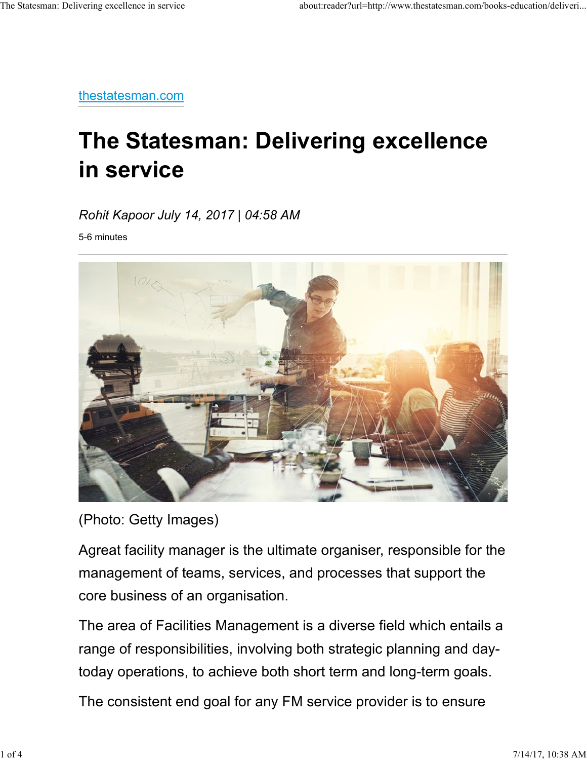thestatesman.com

# The Statesman: Delivering excellence in service

*Rohit Kapoor July 14, 2017 | 04:58 AM*

5-6 minutes

---

(Photo: Getty Images)

Agreat facility manager is the ultimate organiser, responsible for the management of teams, services, and processes that support the core business of an organisation.

The area of Facilities Management is a diverse field which entails a range of responsibilities, involving both strategic planning and day-today operations, to achieve both short term and long-term goals.

The consistent end goal for any FM service provider is to ensure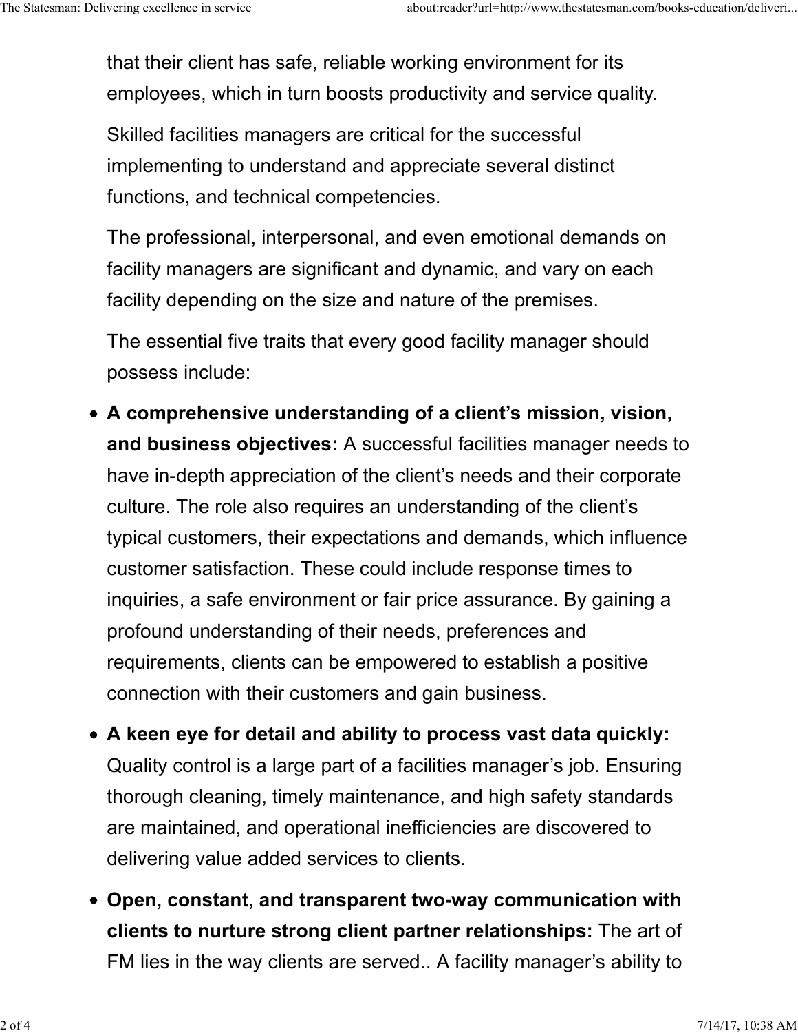that their client has safe, reliable working environment for its employees, which in turn boosts productivity and service quality.

Skilled facilities managers are critical for the successful implementing to understand and appreciate several distinct functions, and technical competencies.

The professional, interpersonal, and even emotional demands on facility managers are significant and dynamic, and vary on each facility depending on the size and nature of the premises.

The essential five traits that every good facility manager should possess include:

- **A comprehensive understanding of a client's mission, vision, and business objectives:** A successful facilities manager needs to have in-depth appreciation of the client's needs and their corporate culture. The role also requires an understanding of the client's typical customers, their expectations and demands, which influence customer satisfaction. These could include response times to inquiries, a safe environment or fair price assurance. By gaining a profound understanding of their needs, preferences and requirements, clients can be empowered to establish a positive connection with their customers and gain business.
- **A keen eye for detail and ability to process vast data quickly:** Quality control is a large part of a facilities manager's job. Ensuring thorough cleaning, timely maintenance, and high safety standards are maintained, and operational inefficiencies are discovered to delivering value added services to clients.
- **Open, constant, and transparent two-way communication with clients to nurture strong client partner relationships:** The art of FM lies in the way clients are served.. A facility manager's ability to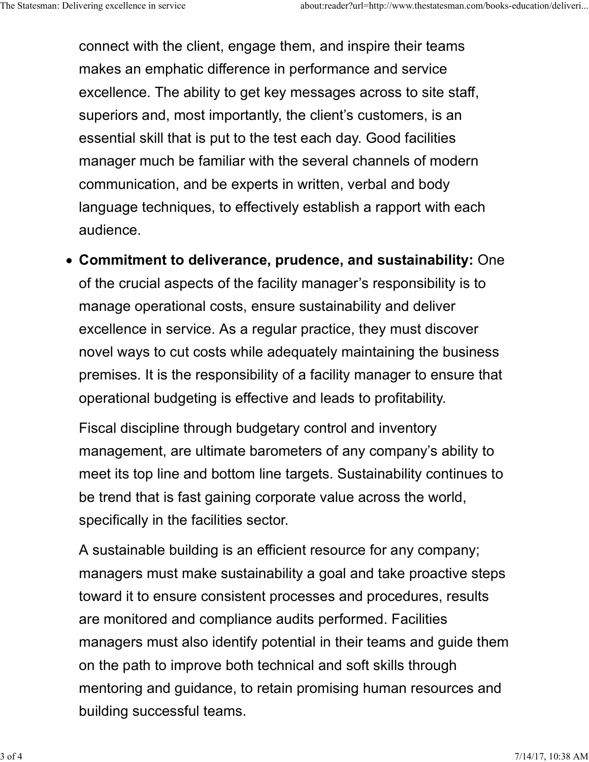connect with the client, engage them, and inspire their teams makes an emphatic difference in performance and service excellence. The ability to get key messages across to site staff, superiors and, most importantly, the client's customers, is an essential skill that is put to the test each day. Good facilities manager much be familiar with the several channels of modern communication, and be experts in written, verbal and body language techniques, to effectively establish a rapport with each audience.

- **Commitment to deliverance, prudence, and sustainability:** One of the crucial aspects of the facility manager's responsibility is to manage operational costs, ensure sustainability and deliver excellence in service. As a regular practice, they must discover novel ways to cut costs while adequately maintaining the business premises. It is the responsibility of a facility manager to ensure that operational budgeting is effective and leads to profitability.

  Fiscal discipline through budgetary control and inventory management, are ultimate barometers of any company's ability to meet its top line and bottom line targets. Sustainability continues to be trend that is fast gaining corporate value across the world, specifically in the facilities sector.

  A sustainable building is an efficient resource for any company; managers must make sustainability a goal and take proactive steps toward it to ensure consistent processes and procedures, results are monitored and compliance audits performed. Facilities managers must also identify potential in their teams and guide them on the path to improve both technical and soft skills through mentoring and guidance, to retain promising human resources and building successful teams.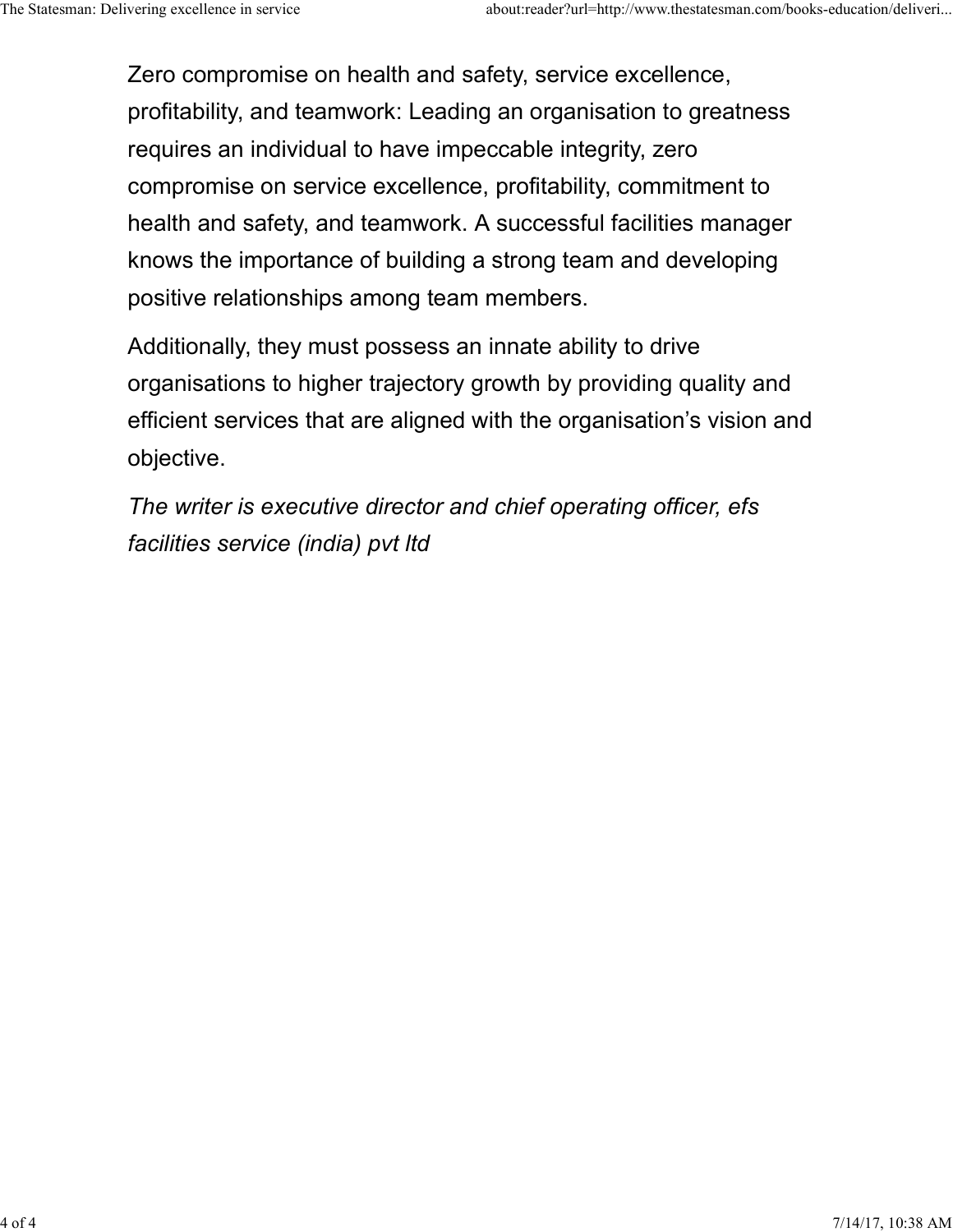Zero compromise on health and safety, service excellence, profitability, and teamwork: Leading an organisation to greatness requires an individual to have impeccable integrity, zero compromise on service excellence, profitability, commitment to health and safety, and teamwork. A successful facilities manager knows the importance of building a strong team and developing positive relationships among team members.

Additionally, they must possess an innate ability to drive organisations to higher trajectory growth by providing quality and efficient services that are aligned with the organisation's vision and objective.

*The writer is executive director and chief operating officer, efs facilities service (india) pvt ltd*